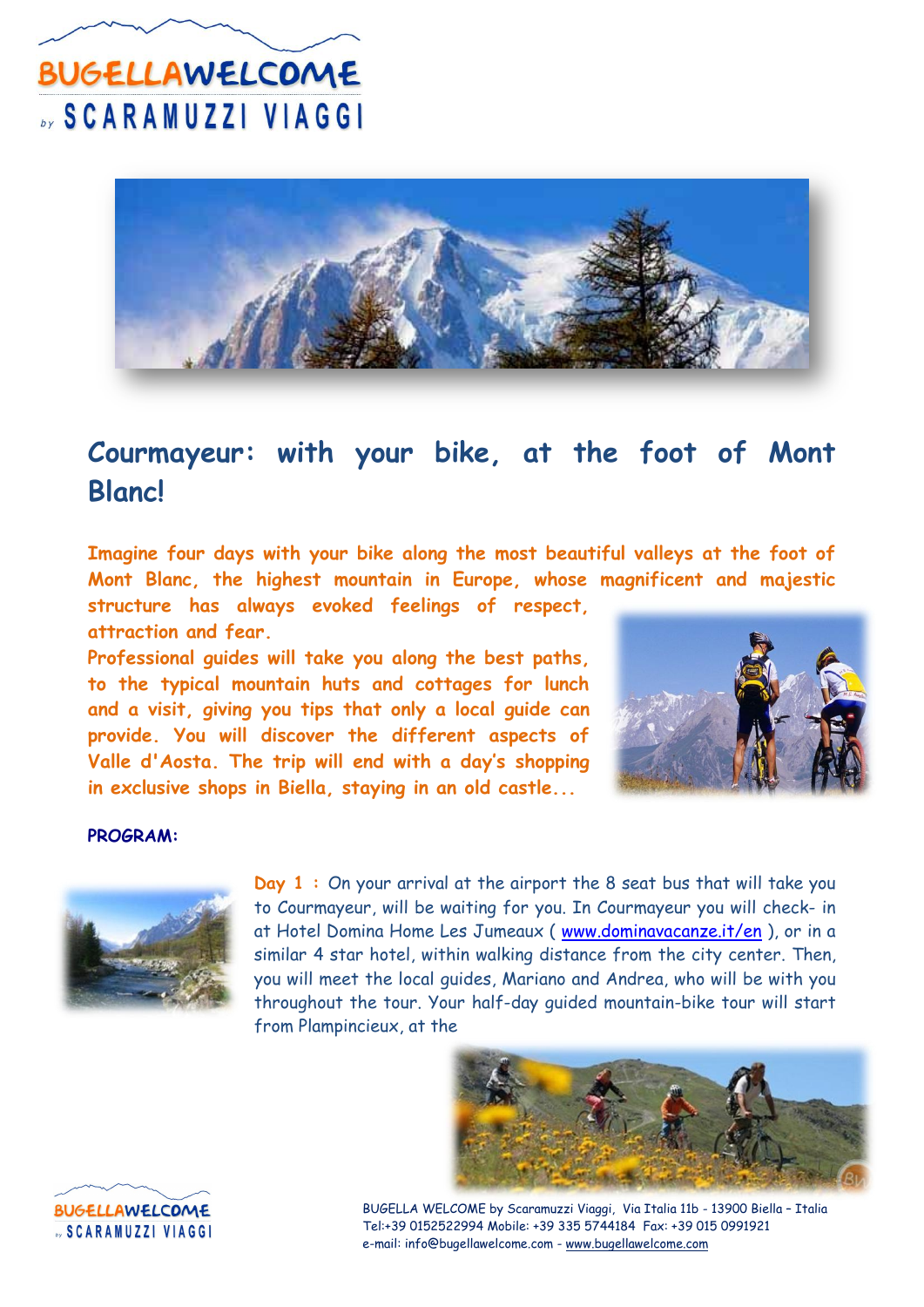# Courmayeur: with your bike, at the foot of Mont Blanc!

**Imagine four days with your bike along the most beautiful valleys at the foot of Mont Blanc, the highest mountain in Europe, whose magnificent and majestic structure has always evoked feelings of respect, attraction and fear.**

**Professional guides will take you along the best paths, to the typical mountain huts and cottages for lunch and a visit, giving you tips that only a local guide can provide. You will discover the different aspects of Valle d'Aosta. The trip will end with a day's shopping in exclusive shops in Biella, staying in an old castle...**

**PROGRAM:**

**Day 1 :** On your arrival at the airport the 8 seat bus that will take you to Courmayeur, will be waiting for you. In Courmayeur you will check- in at Hotel Domina Home Les Jumeaux ( www.dominavacanze.it/en ), or in a similar 4 star hotel, within walking distance from the city center. Then, you will meet the local guides, Mariano and Andrea, who will be with you throughout the tour. Your half-day guided mountain-bike tour will start from Plampincieux, at the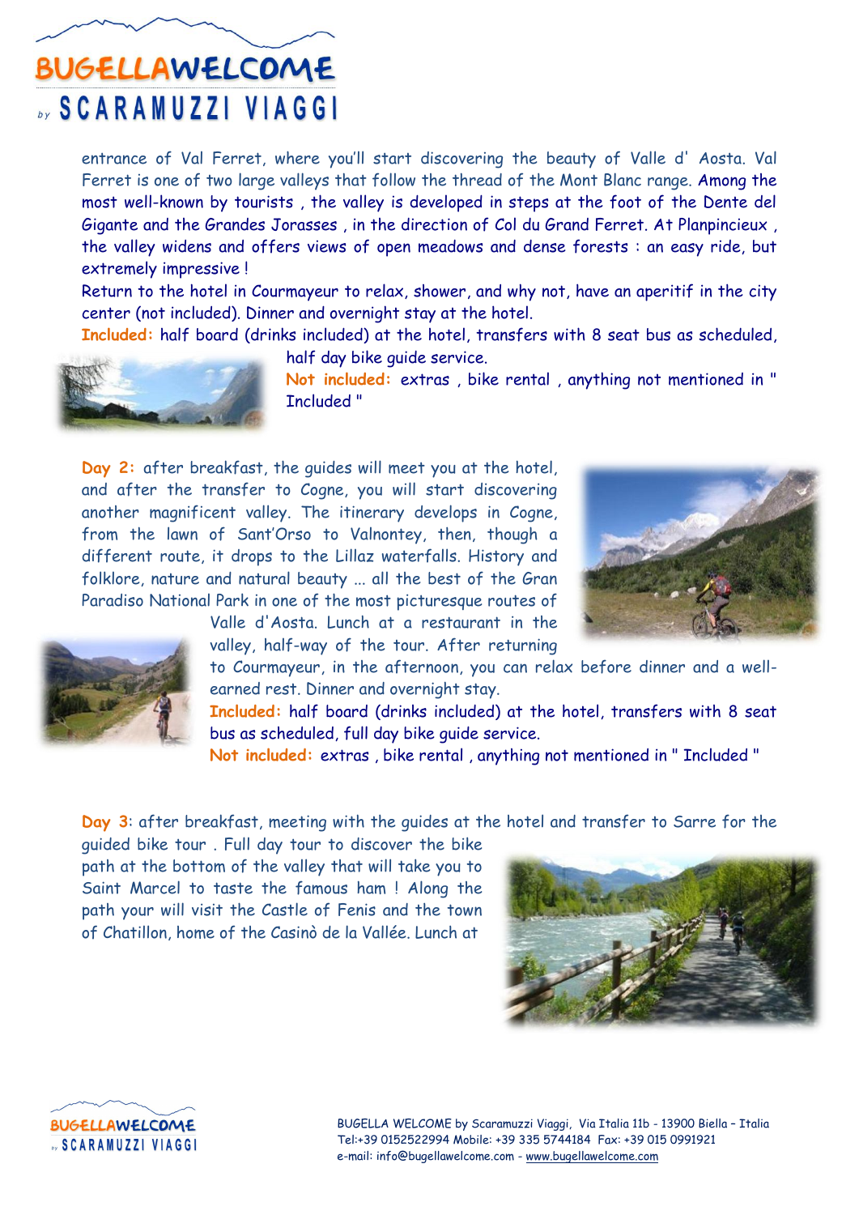entrance of Val Ferret, where you'll start discovering the beauty of Valle d' Aosta. Val Ferret is one of two large valleys that follow the thread of the Mont Blanc range. Among the most well-known by tourists , the valley is developed in steps at the foot of the Dente del Gigante and the Grandes Jorasses , in the direction of Col du Grand Ferret. At Planpincieux , the valley widens and offers views of open meadows and dense forests : an easy ride, but extremely impressive !

Return to the hotel in Courmayeur to relax, shower, and why not, have an aperitif in the city center (not included). Dinner and overnight stay at the hotel.

**Included:** half board (drinks included) at the hotel, transfers with 8 seat bus as scheduled, half day bike guide service.

**Not included:** extras , bike rental , anything not mentioned in " Included "

**Day 2:** after breakfast, the guides will meet you at the hotel, and after the transfer to Cogne, you will start discovering another magnificent valley. The itinerary develops in Cogne, from the lawn of Sant'Orso to Valnontey, then, though a different route, it drops to the Lillaz waterfalls. History and folklore, nature and natural beauty ... all the best of the Gran Paradiso National Park in one of the most picturesque routes of Valle d'Aosta. Lunch at a restaurant in the valley, half-way of the tour. After returning to Courmayeur, in the afternoon, you can relax before dinner and a well-earned rest. Dinner and overnight stay.

**Included:** half board (drinks included) at the hotel, transfers with 8 seat bus as scheduled, full day bike guide service.

**Not included:** extras , bike rental , anything not mentioned in " Included "

**Day 3**: after breakfast, meeting with the guides at the hotel and transfer to Sarre for the guided bike tour . Full day tour to discover the bike path at the bottom of the valley that will take you to Saint Marcel to taste the famous ham ! Along the path your will visit the Castle of Fenis and the town of Chatillon, home of the Casinò de la Vallée. Lunch at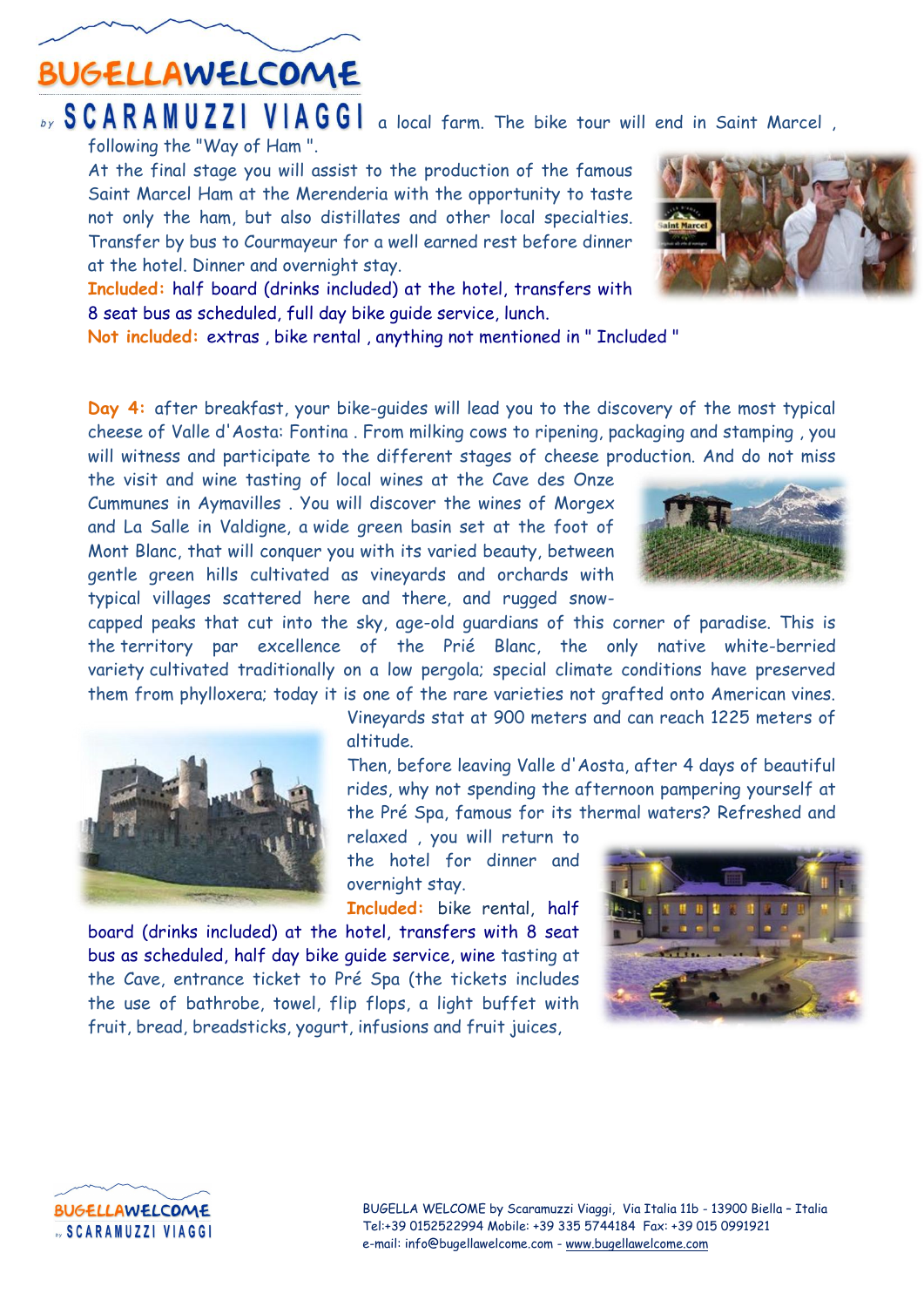a local farm. The bike tour will end in Saint Marcel , following the "Way of Ham ".

At the final stage you will assist to the production of the famous Saint Marcel Ham at the Merenderia with the opportunity to taste not only the ham, but also distillates and other local specialties. Transfer by bus to Courmayeur for a well earned rest before dinner at the hotel. Dinner and overnight stay.

**Included:** half board (drinks included) at the hotel, transfers with 8 seat bus as scheduled, full day bike guide service, lunch.

**Not included:** extras , bike rental , anything not mentioned in " Included "

**Day 4:** after breakfast, your bike-guides will lead you to the discovery of the most typical cheese of Valle d'Aosta: Fontina . From milking cows to ripening, packaging and stamping , you will witness and participate to the different stages of cheese production. And do not miss the visit and wine tasting of local wines at the Cave des Onze Cummunes in Aymavilles . You will discover the wines of Morgex and La Salle in Valdigne, a wide green basin set at the foot of Mont Blanc, that will conquer you with its varied beauty, between gentle green hills cultivated as vineyards and orchards with typical villages scattered here and there, and rugged snow-capped peaks that cut into the sky, age-old guardians of this corner of paradise. This is the territory par excellence of the Prié Blanc, the only native white-berried variety cultivated traditionally on a low pergola; special climate conditions have preserved them from phylloxera; today it is one of the rare varieties not grafted onto American vines. Vineyards stat at 900 meters and can reach 1225 meters of altitude.

Then, before leaving Valle d'Aosta, after 4 days of beautiful rides, why not spending the afternoon pampering yourself at the Pré Spa, famous for its thermal waters? Refreshed and relaxed , you will return to the hotel for dinner and overnight stay.

**Included:** bike rental, half board (drinks included) at the hotel, transfers with 8 seat bus as scheduled, half day bike guide service, wine tasting at the Cave, entrance ticket to Pré Spa (the tickets includes the use of bathrobe, towel, flip flops, a light buffet with fruit, bread, breadsticks, yogurt, infusions and fruit juices,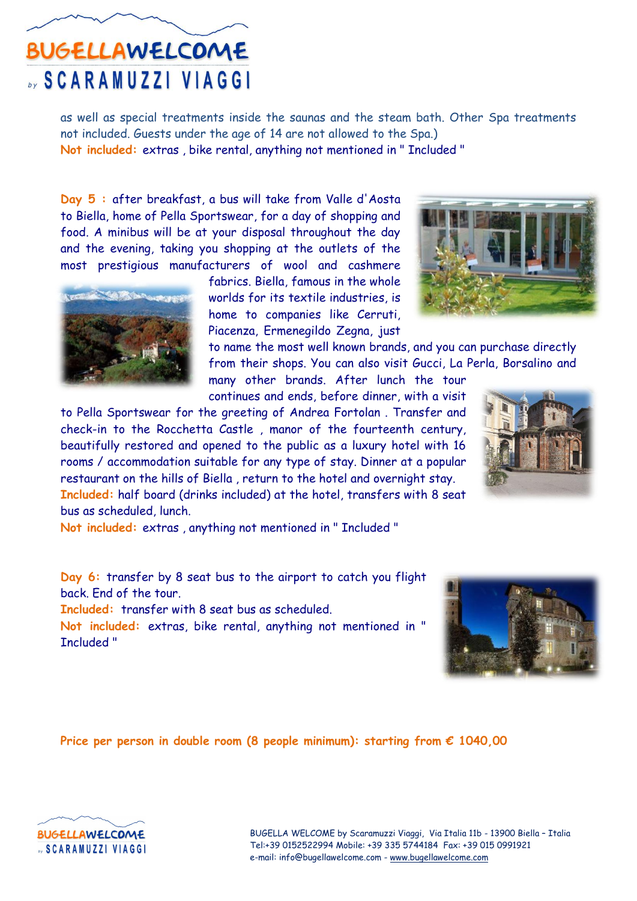as well as special treatments inside the saunas and the steam bath. Other Spa treatments not included. Guests under the age of 14 are not allowed to the Spa.)

**Not included:** extras , bike rental, anything not mentioned in " Included "

**Day 5 :** after breakfast, a bus will take from Valle d'Aosta to Biella, home of Pella Sportswear, for a day of shopping and food. A minibus will be at your disposal throughout the day and the evening, taking you shopping at the outlets of the most prestigious manufacturers of wool and cashmere fabrics. Biella, famous in the whole worlds for its textile industries, is home to companies like Cerruti, Piacenza, Ermenegildo Zegna, just to name the most well known brands, and you can purchase directly from their shops. You can also visit Gucci, La Perla, Borsalino and many other brands. After lunch the tour continues and ends, before dinner, with a visit to Pella Sportswear for the greeting of Andrea Fortolan . Transfer and check-in to the Rocchetta Castle , manor of the fourteenth century, beautifully restored and opened to the public as a luxury hotel with 16 rooms / accommodation suitable for any type of stay. Dinner at a popular restaurant on the hills of Biella , return to the hotel and overnight stay.

**Included:** half board (drinks included) at the hotel, transfers with 8 seat bus as scheduled, lunch.

**Not included:** extras , anything not mentioned in " Included "

**Day 6:** transfer by 8 seat bus to the airport to catch you flight back. End of the tour.

**Included:** transfer with 8 seat bus as scheduled.

**Not included:** extras, bike rental, anything not mentioned in " Included "

**Price per person in double room (8 people minimum): starting from € 1040,00**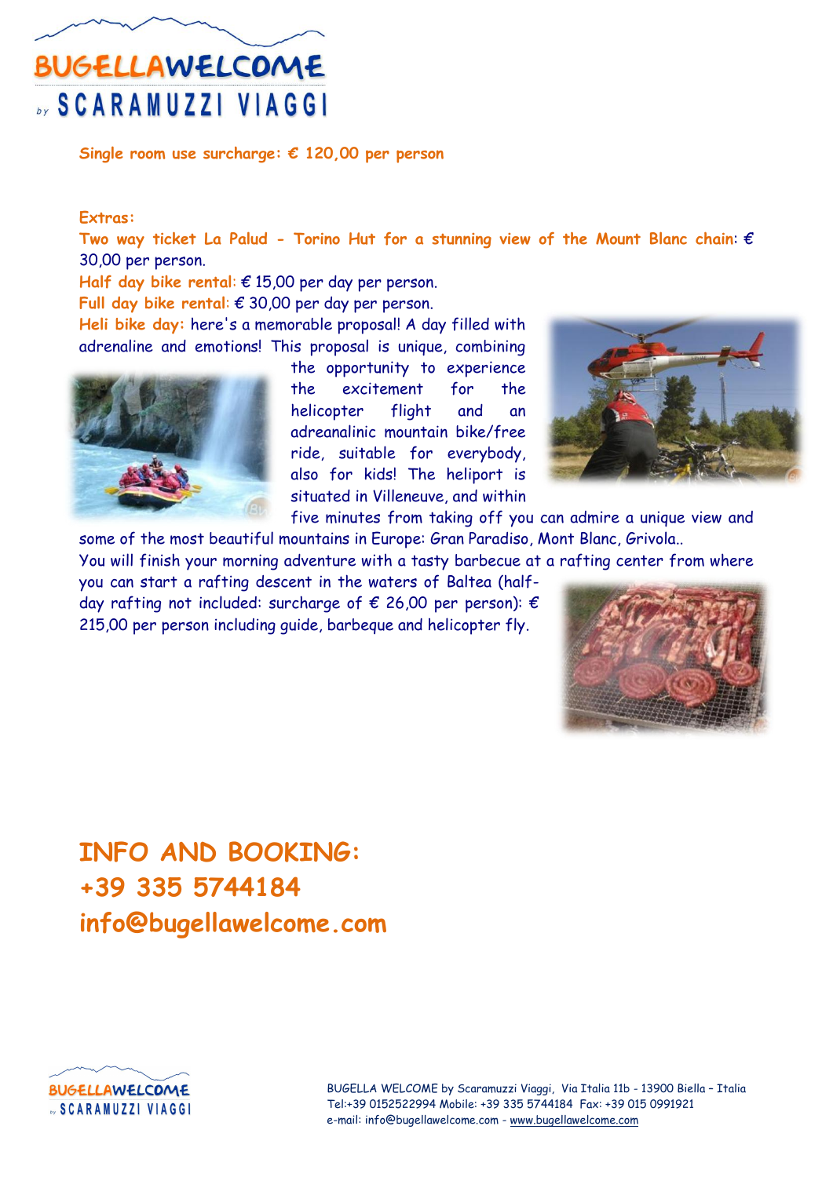**Single room use surcharge: € 120,00 per person**

**Extras:**

**Two way ticket La Palud - Torino Hut for a stunning view of the Mount Blanc chain**: € 30,00 per person.

**Half day bike rental**: € 15,00 per day per person.

**Full day bike rental**: € 30,00 per day per person.

**Heli bike day:** here's a memorable proposal! A day filled with adrenaline and emotions! This proposal is unique, combining the opportunity to experience the excitement for the helicopter flight and an adreanalinic mountain bike/free ride, suitable for everybody, also for kids! The heliport is situated in Villeneuve, and within five minutes from taking off you can admire a unique view and some of the most beautiful mountains in Europe: Gran Paradiso, Mont Blanc, Grivola..

You will finish your morning adventure with a tasty barbecue at a rafting center from where you can start a rafting descent in the waters of Baltea (half-day rafting not included: surcharge of € 26,00 per person): € 215,00 per person including guide, barbeque and helicopter fly.

## INFO AND BOOKING:

## +39 335 5744184

## info@bugellawelcome.com

BUGELLA WELCOME by Scaramuzzi Viaggi, Via Italia 11b - 13900 Biella – Italia
Tel:+39 0152522994 Mobile: +39 335 5744184 Fax: +39 015 0991921
e-mail: info@bugellawelcome.com - www.bugellawelcome.com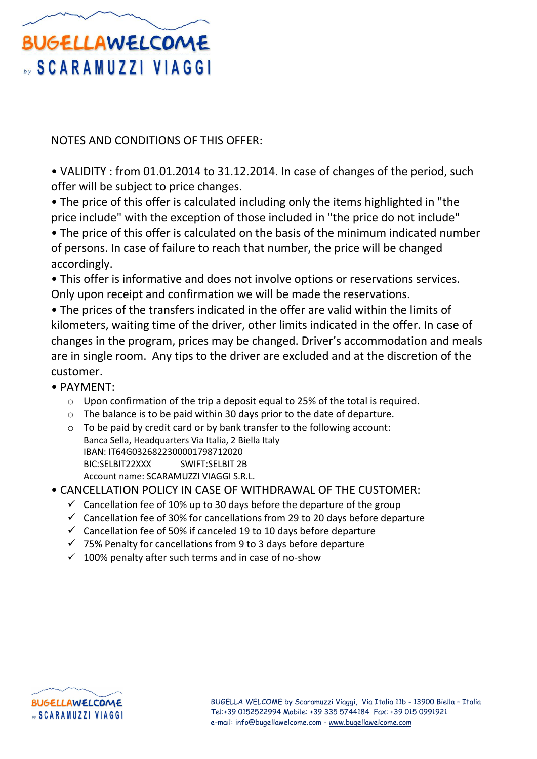NOTES AND CONDITIONS OF THIS OFFER:

- VALIDITY : from 01.01.2014 to 31.12.2014. In case of changes of the period, such offer will be subject to price changes.
- The price of this offer is calculated including only the items highlighted in "the price include" with the exception of those included in "the price do not include"
- The price of this offer is calculated on the basis of the minimum indicated number of persons. In case of failure to reach that number, the price will be changed accordingly.
- This offer is informative and does not involve options or reservations services. Only upon receipt and confirmation we will be made the reservations.
- The prices of the transfers indicated in the offer are valid within the limits of kilometers, waiting time of the driver, other limits indicated in the offer. In case of changes in the program, prices may be changed. Driver's accommodation and meals are in single room. Any tips to the driver are excluded and at the discretion of the customer.
- PAYMENT:
  - Upon confirmation of the trip a deposit equal to 25% of the total is required.
  - The balance is to be paid within 30 days prior to the date of departure.
  - To be paid by credit card or by bank transfer to the following account:
    Banca Sella, Headquarters Via Italia, 2 Biella Italy
    IBAN: IT64G0326822300001798712020
    BIC:SELBIT22XXX SWIFT:SELBIT 2B
    Account name: SCARAMUZZI VIAGGI S.R.L.
- CANCELLATION POLICY IN CASE OF WITHDRAWAL OF THE CUSTOMER:
  - ✓ Cancellation fee of 10% up to 30 days before the departure of the group
  - ✓ Cancellation fee of 30% for cancellations from 29 to 20 days before departure
  - ✓ Cancellation fee of 50% if canceled 19 to 10 days before departure
  - ✓ 75% Penalty for cancellations from 9 to 3 days before departure
  - ✓ 100% penalty after such terms and in case of no-show